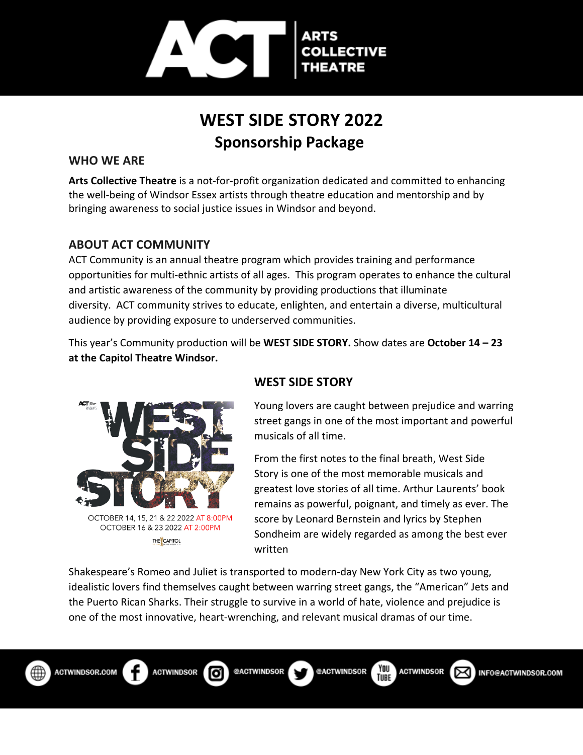# WEST SIDE STORY 2022

## Sponsorship Package

### WHO WE ARE

**Arts Collective Theatre** is a not-for-profit organization dedicated and committed to enhancing the well-being of Windsor Essex artists through theatre education and mentorship and by bringing awareness to social justice issues in Windsor and beyond.

### ABOUT ACT COMMUNITY

ACT Community is an annual theatre program which provides training and performance opportunities for multi-ethnic artists of all ages. This program operates to enhance the cultural and artistic awareness of the community by providing productions that illuminate diversity. ACT community strives to educate, enlighten, and entertain a diverse, multicultural audience by providing exposure to underserved communities.

This year's Community production will be **WEST SIDE STORY.** Show dates are **October 14 – 23 at the Capitol Theatre Windsor.**

OCTOBER 14, 15, 21 & 22 2022 AT 8:00PM
OCTOBER 16 & 23 2022 AT 2:00PM

### WEST SIDE STORY

Young lovers are caught between prejudice and warring street gangs in one of the most important and powerful musicals of all time.

From the first notes to the final breath, West Side Story is one of the most memorable musicals and greatest love stories of all time. Arthur Laurents' book remains as powerful, poignant, and timely as ever. The score by Leonard Bernstein and lyrics by Stephen Sondheim are widely regarded as among the best ever written

Shakespeare's Romeo and Juliet is transported to modern-day New York City as two young, idealistic lovers find themselves caught between warring street gangs, the "American" Jets and the Puerto Rican Sharks. Their struggle to survive in a world of hate, violence and prejudice is one of the most innovative, heart-wrenching, and relevant musical dramas of our time.

ACTWINDSOR.COM | ACTWINDSOR | @ACTWINDSOR | @ACTWINDSOR | ACTWINDSOR | INFO@ACTWINDSOR.COM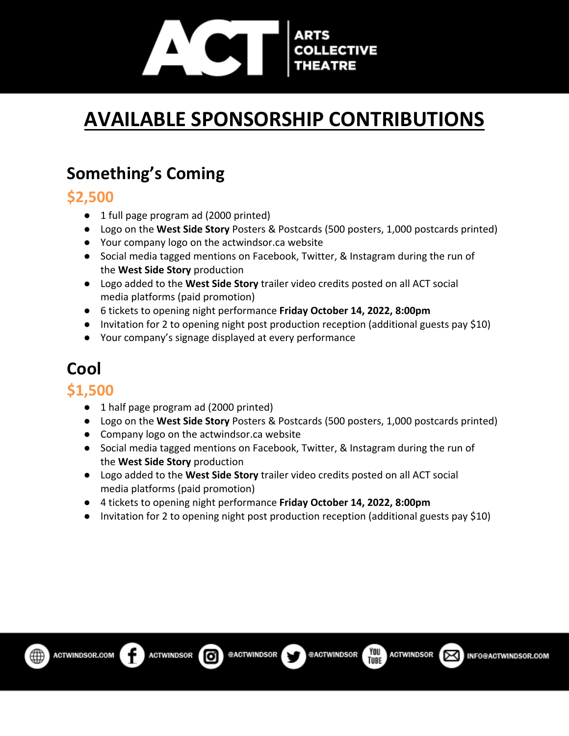# AVAILABLE SPONSORSHIP CONTRIBUTIONS

## Something's Coming

### $2,500

- 1 full page program ad (2000 printed)
- Logo on the **West Side Story** Posters & Postcards (500 posters, 1,000 postcards printed)
- Your company logo on the actwindsor.ca website
- Social media tagged mentions on Facebook, Twitter, & Instagram during the run of the **West Side Story** production
- Logo added to the **West Side Story** trailer video credits posted on all ACT social media platforms (paid promotion)
- 6 tickets to opening night performance **Friday October 14, 2022, 8:00pm**
- Invitation for 2 to opening night post production reception (additional guests pay $10)
- Your company's signage displayed at every performance

## Cool

### $1,500

- 1 half page program ad (2000 printed)
- Logo on the **West Side Story** Posters & Postcards (500 posters, 1,000 postcards printed)
- Company logo on the actwindsor.ca website
- Social media tagged mentions on Facebook, Twitter, & Instagram during the run of the **West Side Story** production
- Logo added to the **West Side Story** trailer video credits posted on all ACT social media platforms (paid promotion)
- 4 tickets to opening night performance **Friday October 14, 2022, 8:00pm**
- Invitation for 2 to opening night post production reception (additional guests pay $10)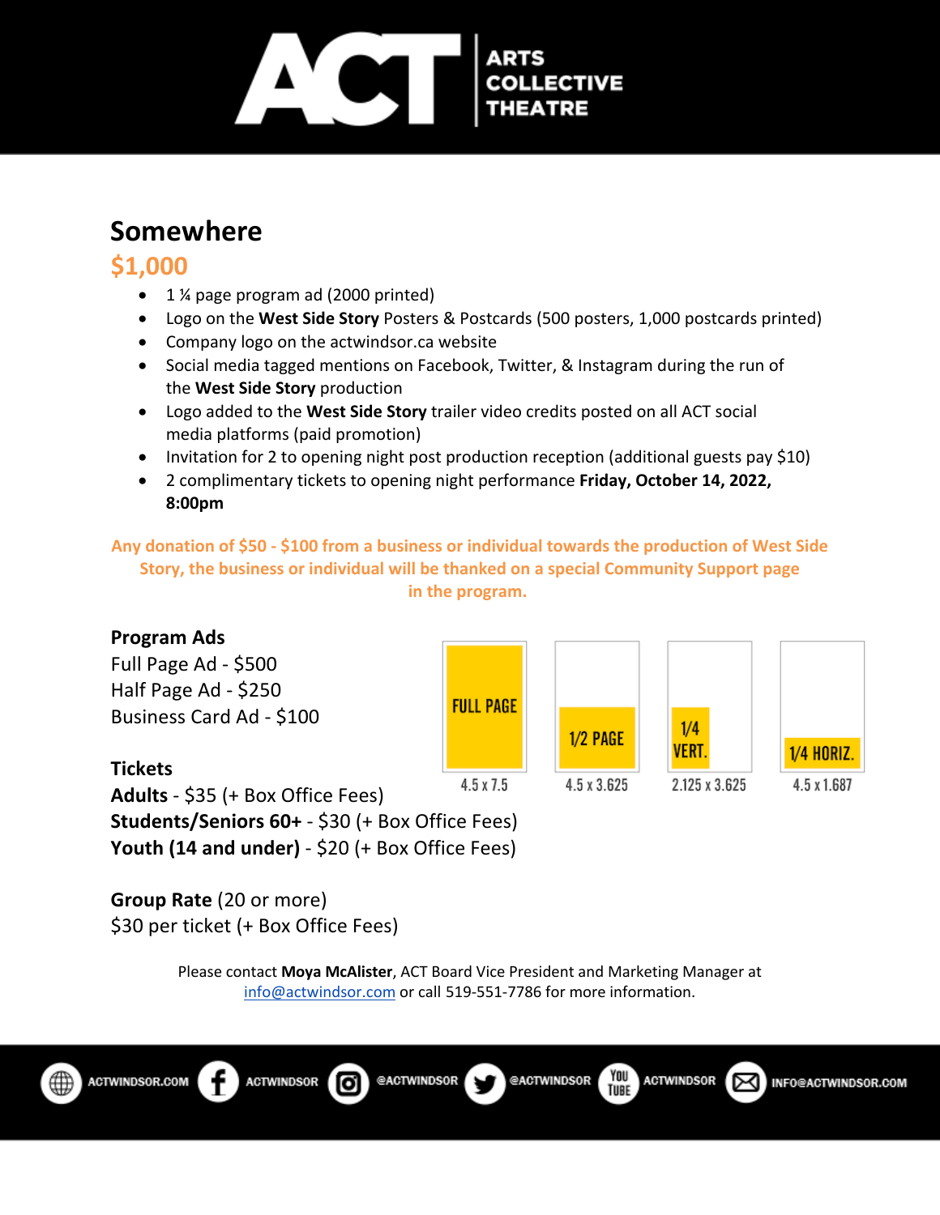ACT ARTS COLLECTIVE THEATRE

## Somewhere

### $1,000

- 1 ¼ page program ad (2000 printed)
- Logo on the **West Side Story** Posters & Postcards (500 posters, 1,000 postcards printed)
- Company logo on the actwindsor.ca website
- Social media tagged mentions on Facebook, Twitter, & Instagram during the run of the **West Side Story** production
- Logo added to the **West Side Story** trailer video credits posted on all ACT social media platforms (paid promotion)
- Invitation for 2 to opening night post production reception (additional guests pay $10)
- 2 complimentary tickets to opening night performance **Friday, October 14, 2022, 8:00pm**

**Any donation of $50 - $100 from a business or individual towards the production of West Side Story, the business or individual will be thanked on a special Community Support page in the program.**

**Program Ads**
Full Page Ad - $500
Half Page Ad - $250
Business Card Ad - $100

FULL PAGE
4.5 x 7.5

1/2 PAGE
4.5 x 3.625

1/4 VERT.
2.125 x 3.625

1/4 HORIZ.
4.5 x 1.687

**Tickets**
**Adults** - $35 (+ Box Office Fees)
**Students/Seniors 60+** - $30 (+ Box Office Fees)
**Youth (14 and under)** - $20 (+ Box Office Fees)

**Group Rate** (20 or more)
$30 per ticket (+ Box Office Fees)

Please contact **Moya McAlister**, ACT Board Vice President and Marketing Manager at info@actwindsor.com or call 519-551-7786 for more information.

ACTWINDSOR.COM ACTWINDSOR @ACTWINDSOR @ACTWINDSOR ACTWINDSOR INFO@ACTWINDSOR.COM